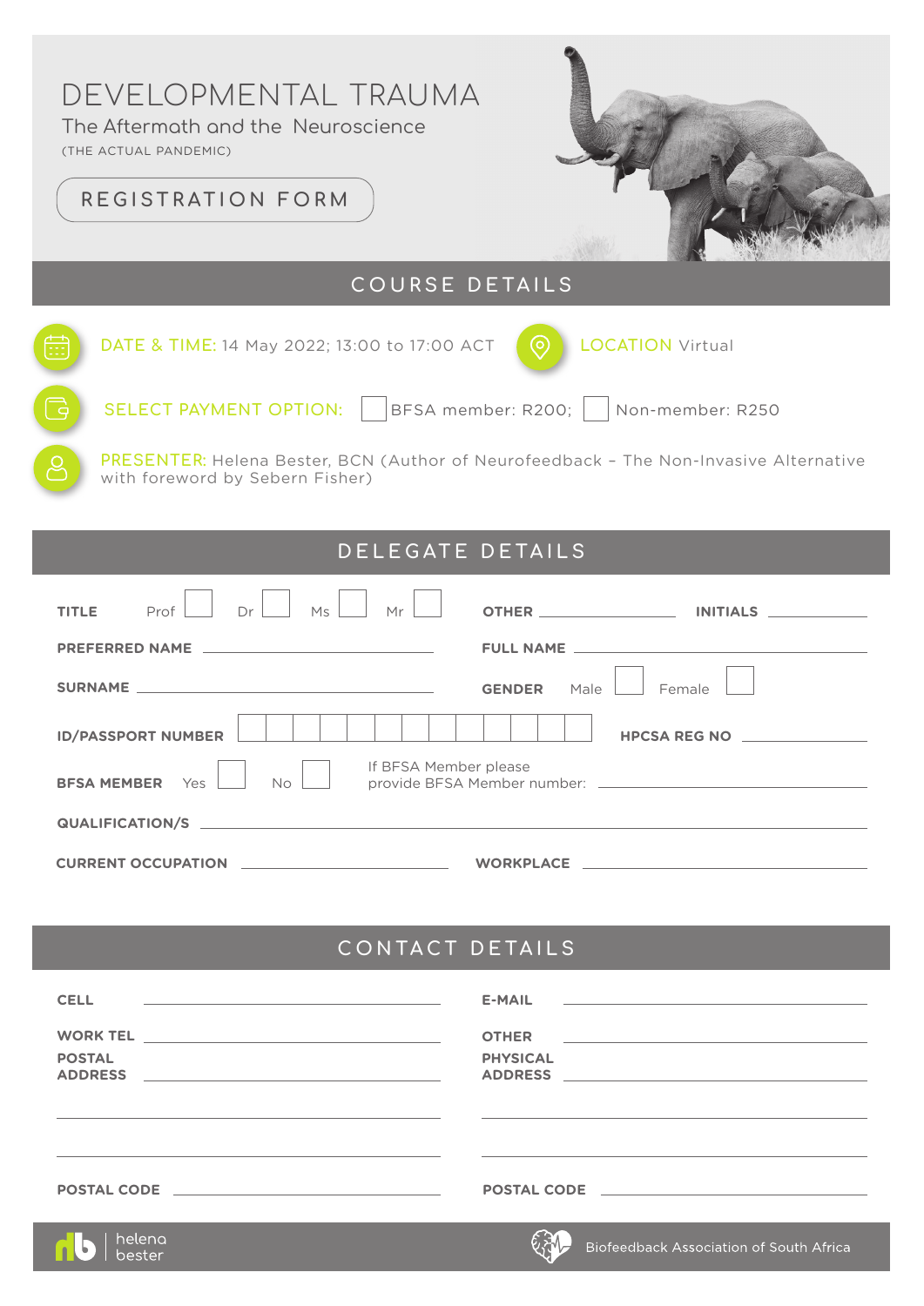# DEVELOPMENTAL TRAUMA

## The Aftermath and the Neuroscience

(THE ACTUAL PANDEMIC)

REGISTRATION FORM

## COURSE DETAILS

**DATE & TIME:** 14 May 2022; 13:00 to 17:00 ACT

**LOCATION** Virtual

**SELECT PAYMENT OPTION:** ☐ BFSA member: R200; ☐ Non-member: R250

**PRESENTER:** Helena Bester, BCN (Author of Neurofeedback – The Non-Invasive Alternative with foreword by Sebern Fisher)

## DELEGATE DETAILS

**TITLE** Prof ☐ Dr ☐ Ms ☐ Mr ☐ **OTHER** ______________ **INITIALS** ______________

**PREFERRED NAME** ______________________ **FULL NAME** ______________________

**SURNAME** ______________________ **GENDER** Male ☐ Female ☐

**ID/PASSPORT NUMBER** ☐☐☐☐☐☐☐☐☐☐☐☐☐ **HPCSA REG NO** ______________

**BFSA MEMBER** Yes ☐ No ☐ If BFSA Member please provide BFSA Member number: ______________

**QUALIFICATION/S** ______________________________________________

**CURRENT OCCUPATION** ______________________ **WORKPLACE** ______________________

## CONTACT DETAILS

**CELL** ______________________ **E-MAIL** ______________________

**WORK TEL** ______________________ **OTHER** ______________________

**POSTAL ADDRESS** ______________________ **PHYSICAL ADDRESS** ______________________

______________________ ______________________

______________________ ______________________

**POSTAL CODE** ______________________ **POSTAL CODE** ______________________

helena bester | Biofeedback Association of South Africa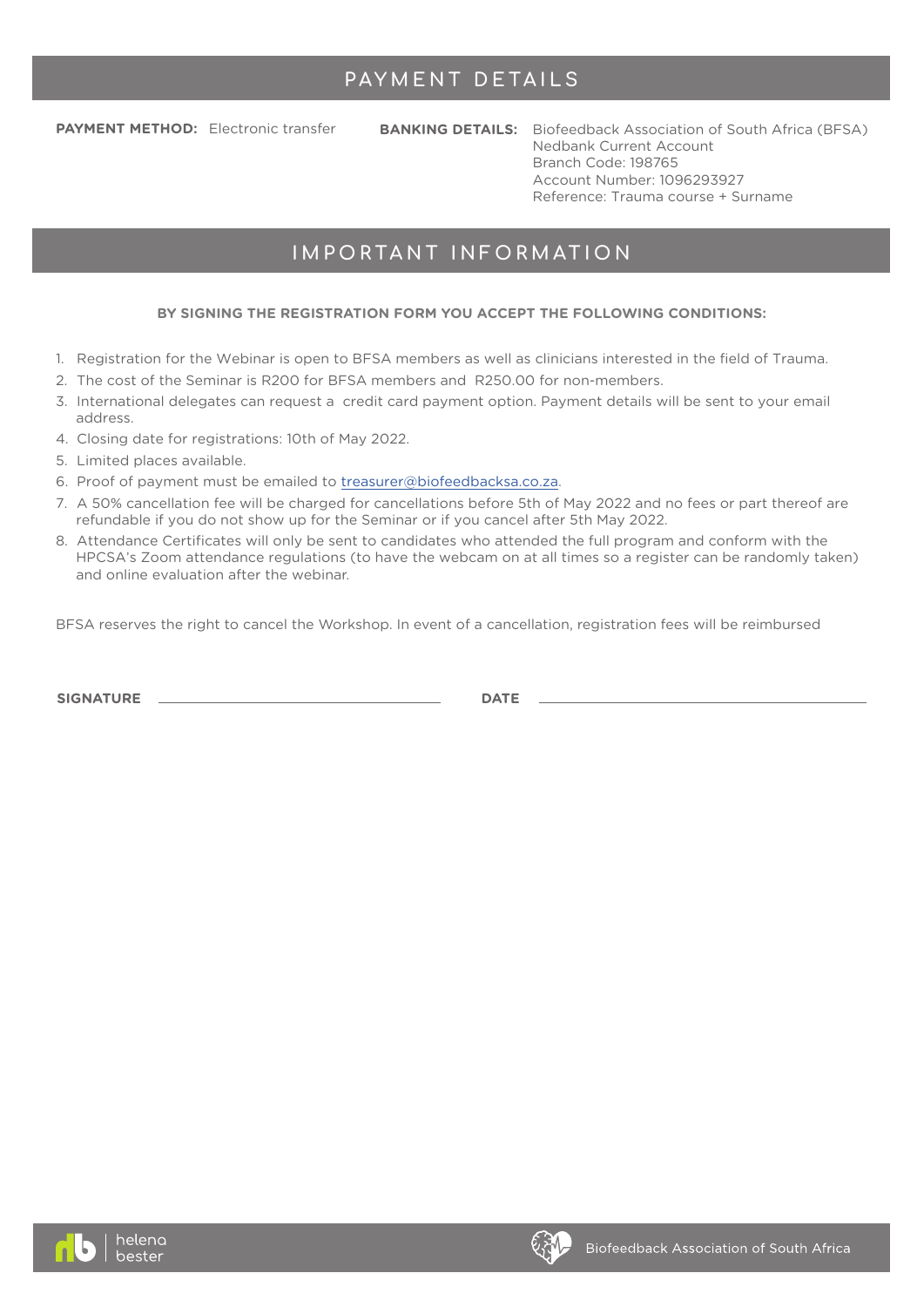## PAYMENT DETAILS

**PAYMENT METHOD:** Electronic transfer

**BANKING DETAILS:** Biofeedback Association of South Africa (BFSA)
Nedbank Current Account
Branch Code: 198765
Account Number: 1096293927
Reference: Trauma course + Surname

## IMPORTANT INFORMATION

**BY SIGNING THE REGISTRATION FORM YOU ACCEPT THE FOLLOWING CONDITIONS:**

1. Registration for the Webinar is open to BFSA members as well as clinicians interested in the field of Trauma.
2. The cost of the Seminar is R200 for BFSA members and R250.00 for non-members.
3. International delegates can request a credit card payment option. Payment details will be sent to your email address.
4. Closing date for registrations: 10th of May 2022.
5. Limited places available.
6. Proof of payment must be emailed to treasurer@biofeedbacksa.co.za.
7. A 50% cancellation fee will be charged for cancellations before 5th of May 2022 and no fees or part thereof are refundable if you do not show up for the Seminar or if you cancel after 5th May 2022.
8. Attendance Certificates will only be sent to candidates who attended the full program and conform with the HPCSA's Zoom attendance regulations (to have the webcam on at all times so a register can be randomly taken) and online evaluation after the webinar.

BFSA reserves the right to cancel the Workshop. In event of a cancellation, registration fees will be reimbursed

**SIGNATURE** ______________________ **DATE** ______________________

helena bester

Biofeedback Association of South Africa